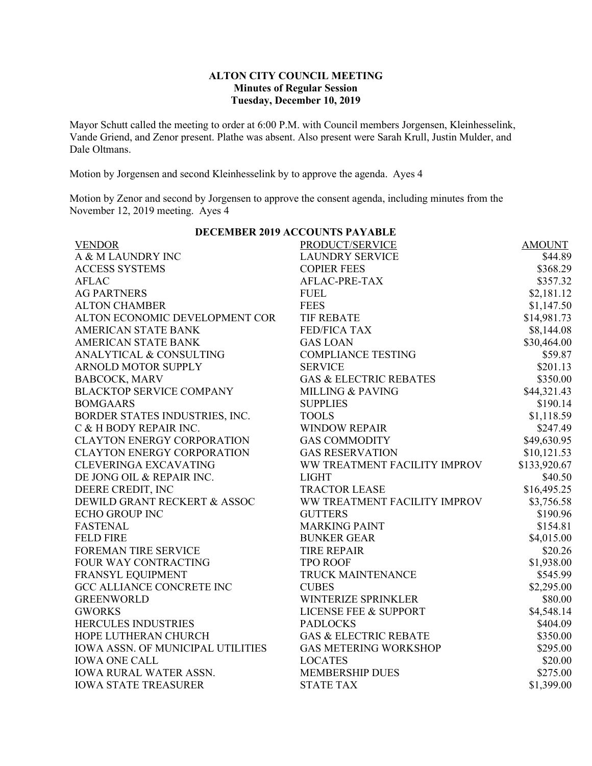# ALTON CITY COUNCIL MEETING
## Minutes of Regular Session
## Tuesday, December 10, 2019

Mayor Schutt called the meeting to order at 6:00 P.M. with Council members Jorgensen, Kleinhesselink, Vande Griend, and Zenor present. Plathe was absent. Also present were Sarah Krull, Justin Mulder, and Dale Oltmans.

Motion by Jorgensen and second Kleinhesselink by to approve the agenda. Ayes 4

Motion by Zenor and second by Jorgensen to approve the consent agenda, including minutes from the November 12, 2019 meeting. Ayes 4

**DECEMBER 2019 ACCOUNTS PAYABLE**

| VENDOR | PRODUCT/SERVICE | AMOUNT |
|---|---|---|
| A & M LAUNDRY INC | LAUNDRY SERVICE | $44.89 |
| ACCESS SYSTEMS | COPIER FEES | $368.29 |
| AFLAC | AFLAC-PRE-TAX | $357.32 |
| AG PARTNERS | FUEL | $2,181.12 |
| ALTON CHAMBER | FEES | $1,147.50 |
| ALTON ECONOMIC DEVELOPMENT COR | TIF REBATE | $14,981.73 |
| AMERICAN STATE BANK | FED/FICA TAX | $8,144.08 |
| AMERICAN STATE BANK | GAS LOAN | $30,464.00 |
| ANALYTICAL & CONSULTING | COMPLIANCE TESTING | $59.87 |
| ARNOLD MOTOR SUPPLY | SERVICE | $201.13 |
| BABCOCK, MARV | GAS & ELECTRIC REBATES | $350.00 |
| BLACKTOP SERVICE COMPANY | MILLING & PAVING | $44,321.43 |
| BOMGAARS | SUPPLIES | $190.14 |
| BORDER STATES INDUSTRIES, INC. | TOOLS | $1,118.59 |
| C & H BODY REPAIR INC. | WINDOW REPAIR | $247.49 |
| CLAYTON ENERGY CORPORATION | GAS COMMODITY | $49,630.95 |
| CLAYTON ENERGY CORPORATION | GAS RESERVATION | $10,121.53 |
| CLEVERINGA EXCAVATING | WW TREATMENT FACILITY IMPROV | $133,920.67 |
| DE JONG OIL & REPAIR INC. | LIGHT | $40.50 |
| DEERE CREDIT, INC | TRACTOR LEASE | $16,495.25 |
| DEWILD GRANT RECKERT & ASSOC | WW TREATMENT FACILITY IMPROV | $3,756.58 |
| ECHO GROUP INC | GUTTERS | $190.96 |
| FASTENAL | MARKING PAINT | $154.81 |
| FELD FIRE | BUNKER GEAR | $4,015.00 |
| FOREMAN TIRE SERVICE | TIRE REPAIR | $20.26 |
| FOUR WAY CONTRACTING | TPO ROOF | $1,938.00 |
| FRANSYL EQUIPMENT | TRUCK MAINTENANCE | $545.99 |
| GCC ALLIANCE CONCRETE INC | CUBES | $2,295.00 |
| GREENWORLD | WINTERIZE SPRINKLER | $80.00 |
| GWORKS | LICENSE FEE & SUPPORT | $4,548.14 |
| HERCULES INDUSTRIES | PADLOCKS | $404.09 |
| HOPE LUTHERAN CHURCH | GAS & ELECTRIC REBATE | $350.00 |
| IOWA ASSN. OF MUNICIPAL UTILITIES | GAS METERING WORKSHOP | $295.00 |
| IOWA ONE CALL | LOCATES | $20.00 |
| IOWA RURAL WATER ASSN. | MEMBERSHIP DUES | $275.00 |
| IOWA STATE TREASURER | STATE TAX | $1,399.00 |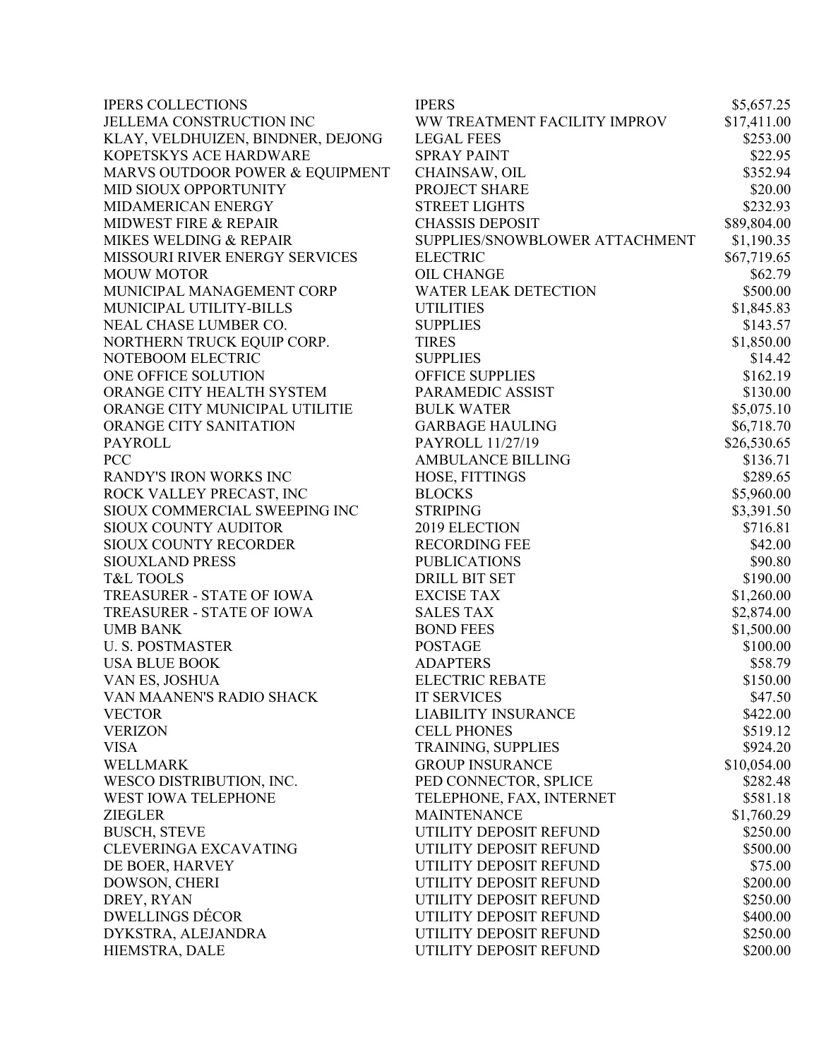| | | |
|---|---|---|
| IPERS COLLECTIONS | IPERS | $5,657.25 |
| JELLEMA CONSTRUCTION INC | WW TREATMENT FACILITY IMPROV | $17,411.00 |
| KLAY, VELDHUIZEN, BINDNER, DEJONG | LEGAL FEES | $253.00 |
| KOPETSKYS ACE HARDWARE | SPRAY PAINT | $22.95 |
| MARVS OUTDOOR POWER & EQUIPMENT | CHAINSAW, OIL | $352.94 |
| MID SIOUX OPPORTUNITY | PROJECT SHARE | $20.00 |
| MIDAMERICAN ENERGY | STREET LIGHTS | $232.93 |
| MIDWEST FIRE & REPAIR | CHASSIS DEPOSIT | $89,804.00 |
| MIKES WELDING & REPAIR | SUPPLIES/SNOWBLOWER ATTACHMENT | $1,190.35 |
| MISSOURI RIVER ENERGY SERVICES | ELECTRIC | $67,719.65 |
| MOUW MOTOR | OIL CHANGE | $62.79 |
| MUNICIPAL MANAGEMENT CORP | WATER LEAK DETECTION | $500.00 |
| MUNICIPAL UTILITY-BILLS | UTILITIES | $1,845.83 |
| NEAL CHASE LUMBER CO. | SUPPLIES | $143.57 |
| NORTHERN TRUCK EQUIP CORP. | TIRES | $1,850.00 |
| NOTEBOOM ELECTRIC | SUPPLIES | $14.42 |
| ONE OFFICE SOLUTION | OFFICE SUPPLIES | $162.19 |
| ORANGE CITY HEALTH SYSTEM | PARAMEDIC ASSIST | $130.00 |
| ORANGE CITY MUNICIPAL UTILITIE | BULK WATER | $5,075.10 |
| ORANGE CITY SANITATION | GARBAGE HAULING | $6,718.70 |
| PAYROLL | PAYROLL 11/27/19 | $26,530.65 |
| PCC | AMBULANCE BILLING | $136.71 |
| RANDY'S IRON WORKS INC | HOSE, FITTINGS | $289.65 |
| ROCK VALLEY PRECAST, INC | BLOCKS | $5,960.00 |
| SIOUX COMMERCIAL SWEEPING INC | STRIPING | $3,391.50 |
| SIOUX COUNTY AUDITOR | 2019 ELECTION | $716.81 |
| SIOUX COUNTY RECORDER | RECORDING FEE | $42.00 |
| SIOUXLAND PRESS | PUBLICATIONS | $90.80 |
| T&L TOOLS | DRILL BIT SET | $190.00 |
| TREASURER - STATE OF IOWA | EXCISE TAX | $1,260.00 |
| TREASURER - STATE OF IOWA | SALES TAX | $2,874.00 |
| UMB BANK | BOND FEES | $1,500.00 |
| U. S. POSTMASTER | POSTAGE | $100.00 |
| USA BLUE BOOK | ADAPTERS | $58.79 |
| VAN ES, JOSHUA | ELECTRIC REBATE | $150.00 |
| VAN MAANEN'S RADIO SHACK | IT SERVICES | $47.50 |
| VECTOR | LIABILITY INSURANCE | $422.00 |
| VERIZON | CELL PHONES | $519.12 |
| VISA | TRAINING, SUPPLIES | $924.20 |
| WELLMARK | GROUP INSURANCE | $10,054.00 |
| WESCO DISTRIBUTION, INC. | PED CONNECTOR, SPLICE | $282.48 |
| WEST IOWA TELEPHONE | TELEPHONE, FAX, INTERNET | $581.18 |
| ZIEGLER | MAINTENANCE | $1,760.29 |
| BUSCH, STEVE | UTILITY DEPOSIT REFUND | $250.00 |
| CLEVERINGA EXCAVATING | UTILITY DEPOSIT REFUND | $500.00 |
| DE BOER, HARVEY | UTILITY DEPOSIT REFUND | $75.00 |
| DOWSON, CHERI | UTILITY DEPOSIT REFUND | $200.00 |
| DREY, RYAN | UTILITY DEPOSIT REFUND | $250.00 |
| DWELLINGS DÉCOR | UTILITY DEPOSIT REFUND | $400.00 |
| DYKSTRA, ALEJANDRA | UTILITY DEPOSIT REFUND | $250.00 |
| HIEMSTRA, DALE | UTILITY DEPOSIT REFUND | $200.00 |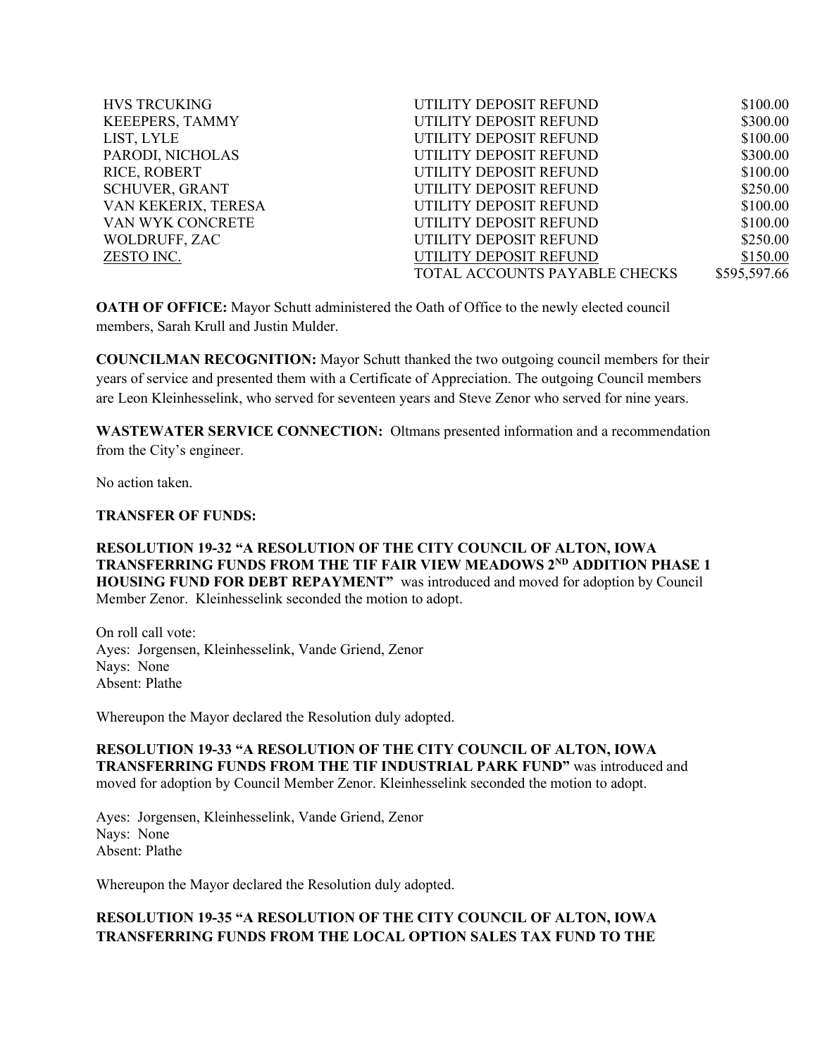| | | |
|---|---|---|
| HVS TRCUKING | UTILITY DEPOSIT REFUND | $100.00 |
| KEEEPERS, TAMMY | UTILITY DEPOSIT REFUND | $300.00 |
| LIST, LYLE | UTILITY DEPOSIT REFUND | $100.00 |
| PARODI, NICHOLAS | UTILITY DEPOSIT REFUND | $300.00 |
| RICE, ROBERT | UTILITY DEPOSIT REFUND | $100.00 |
| SCHUVER, GRANT | UTILITY DEPOSIT REFUND | $250.00 |
| VAN KEKERIX, TERESA | UTILITY DEPOSIT REFUND | $100.00 |
| VAN WYK CONCRETE | UTILITY DEPOSIT REFUND | $100.00 |
| WOLDRUFF, ZAC | UTILITY DEPOSIT REFUND | $250.00 |
| ZESTO INC. | UTILITY DEPOSIT REFUND | $150.00 |
| | TOTAL ACCOUNTS PAYABLE CHECKS | $595,597.66 |

**OATH OF OFFICE:** Mayor Schutt administered the Oath of Office to the newly elected council members, Sarah Krull and Justin Mulder.

**COUNCILMAN RECOGNITION:** Mayor Schutt thanked the two outgoing council members for their years of service and presented them with a Certificate of Appreciation. The outgoing Council members are Leon Kleinhesselink, who served for seventeen years and Steve Zenor who served for nine years.

**WASTEWATER SERVICE CONNECTION:** Oltmans presented information and a recommendation from the City's engineer.

No action taken.

**TRANSFER OF FUNDS:**

**RESOLUTION 19-32 "A RESOLUTION OF THE CITY COUNCIL OF ALTON, IOWA TRANSFERRING FUNDS FROM THE TIF FAIR VIEW MEADOWS 2ND ADDITION PHASE 1 HOUSING FUND FOR DEBT REPAYMENT"** was introduced and moved for adoption by Council Member Zenor. Kleinhesselink seconded the motion to adopt.

On roll call vote:
Ayes: Jorgensen, Kleinhesselink, Vande Griend, Zenor
Nays: None
Absent: Plathe

Whereupon the Mayor declared the Resolution duly adopted.

**RESOLUTION 19-33 "A RESOLUTION OF THE CITY COUNCIL OF ALTON, IOWA TRANSFERRING FUNDS FROM THE TIF INDUSTRIAL PARK FUND"** was introduced and moved for adoption by Council Member Zenor. Kleinhesselink seconded the motion to adopt.

Ayes: Jorgensen, Kleinhesselink, Vande Griend, Zenor
Nays: None
Absent: Plathe

Whereupon the Mayor declared the Resolution duly adopted.

**RESOLUTION 19-35 "A RESOLUTION OF THE CITY COUNCIL OF ALTON, IOWA TRANSFERRING FUNDS FROM THE LOCAL OPTION SALES TAX FUND TO THE**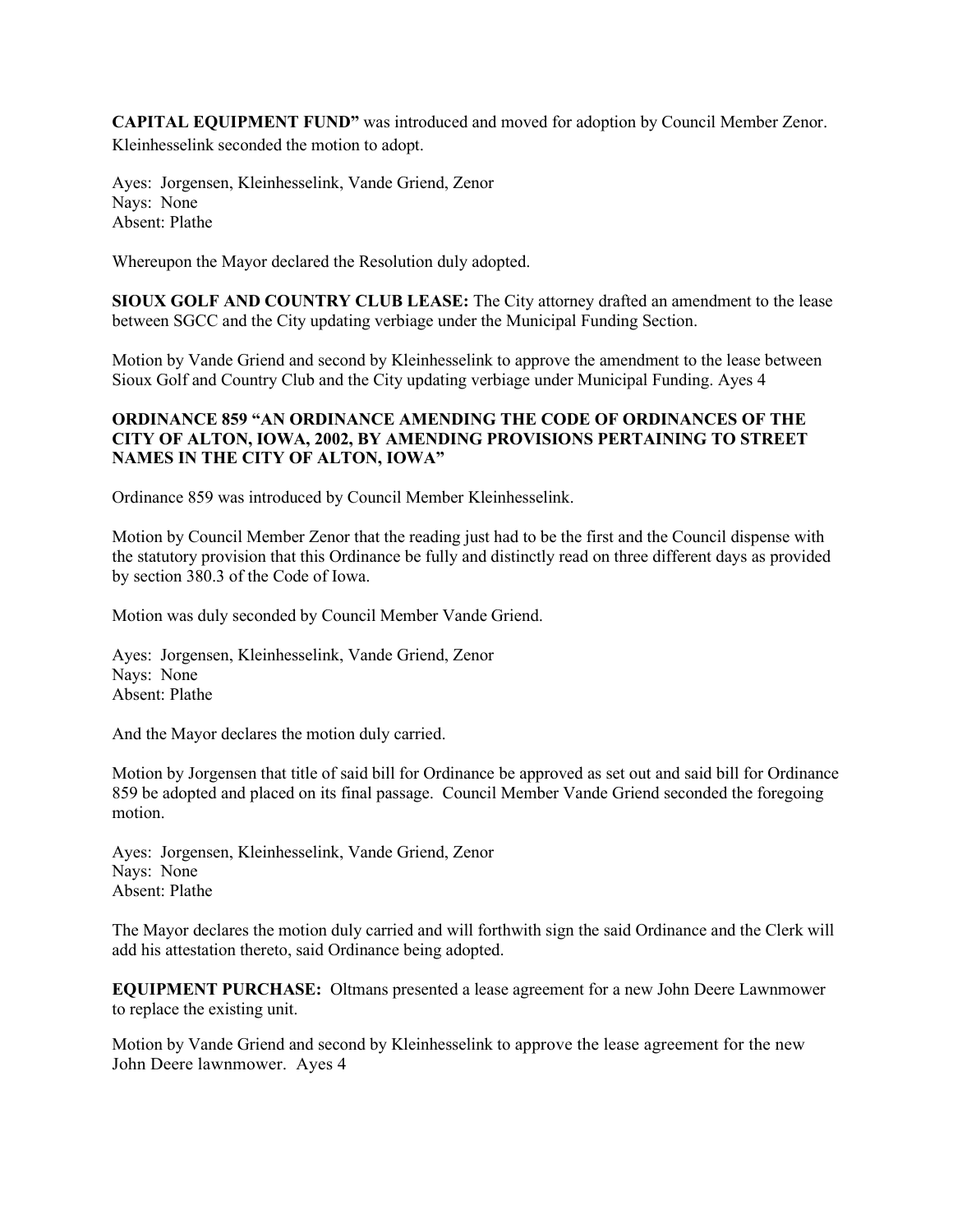**CAPITAL EQUIPMENT FUND"** was introduced and moved for adoption by Council Member Zenor. Kleinhesselink seconded the motion to adopt.

Ayes: Jorgensen, Kleinhesselink, Vande Griend, Zenor
Nays: None
Absent: Plathe

Whereupon the Mayor declared the Resolution duly adopted.

**SIOUX GOLF AND COUNTRY CLUB LEASE:** The City attorney drafted an amendment to the lease between SGCC and the City updating verbiage under the Municipal Funding Section.

Motion by Vande Griend and second by Kleinhesselink to approve the amendment to the lease between Sioux Golf and Country Club and the City updating verbiage under Municipal Funding. Ayes 4

**ORDINANCE 859 "AN ORDINANCE AMENDING THE CODE OF ORDINANCES OF THE CITY OF ALTON, IOWA, 2002, BY AMENDING PROVISIONS PERTAINING TO STREET NAMES IN THE CITY OF ALTON, IOWA"**

Ordinance 859 was introduced by Council Member Kleinhesselink.

Motion by Council Member Zenor that the reading just had to be the first and the Council dispense with the statutory provision that this Ordinance be fully and distinctly read on three different days as provided by section 380.3 of the Code of Iowa.

Motion was duly seconded by Council Member Vande Griend.

Ayes: Jorgensen, Kleinhesselink, Vande Griend, Zenor
Nays: None
Absent: Plathe

And the Mayor declares the motion duly carried.

Motion by Jorgensen that title of said bill for Ordinance be approved as set out and said bill for Ordinance 859 be adopted and placed on its final passage. Council Member Vande Griend seconded the foregoing motion.

Ayes: Jorgensen, Kleinhesselink, Vande Griend, Zenor
Nays: None
Absent: Plathe

The Mayor declares the motion duly carried and will forthwith sign the said Ordinance and the Clerk will add his attestation thereto, said Ordinance being adopted.

**EQUIPMENT PURCHASE:** Oltmans presented a lease agreement for a new John Deere Lawnmower to replace the existing unit.

Motion by Vande Griend and second by Kleinhesselink to approve the lease agreement for the new John Deere lawnmower. Ayes 4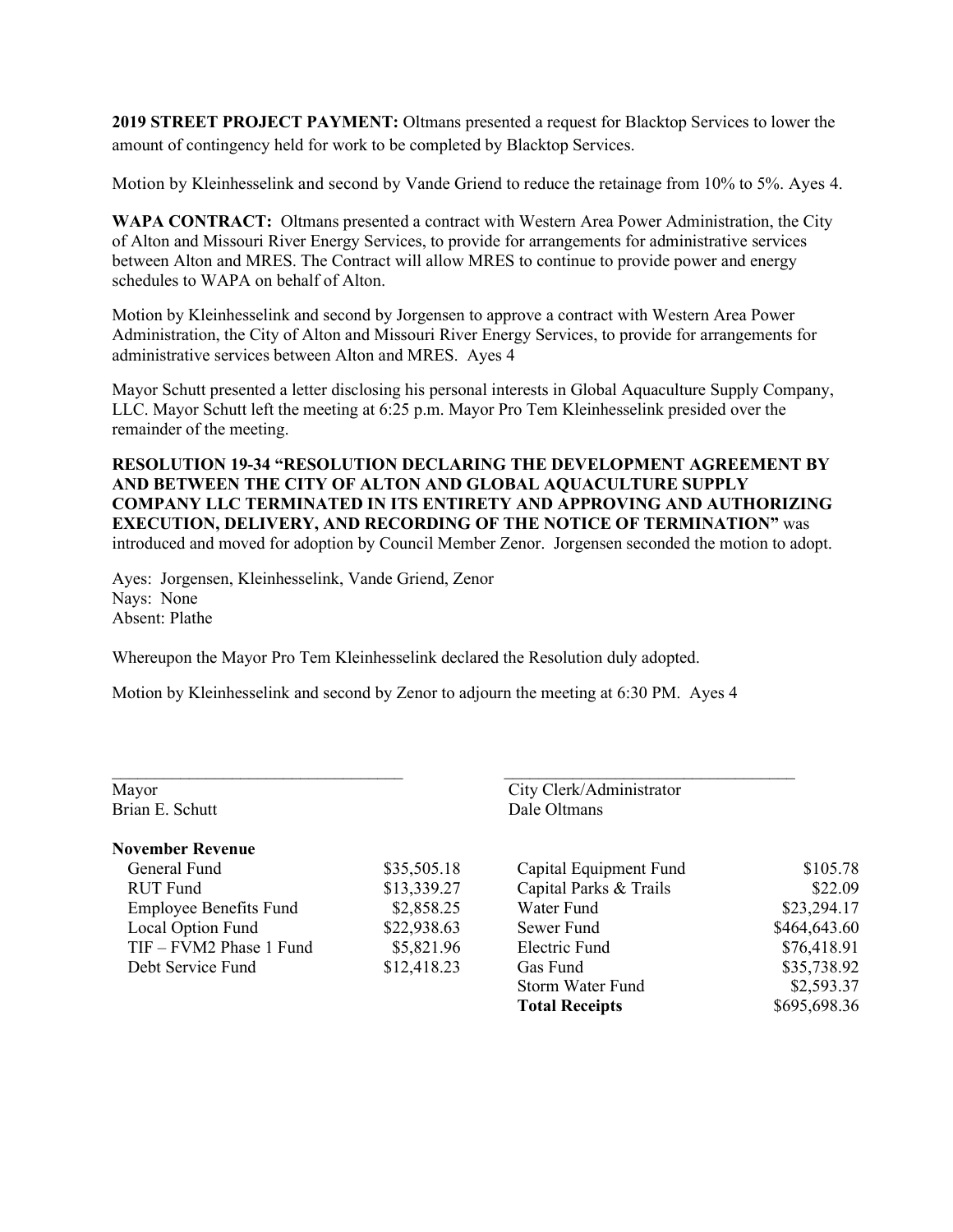**2019 STREET PROJECT PAYMENT:** Oltmans presented a request for Blacktop Services to lower the amount of contingency held for work to be completed by Blacktop Services.

Motion by Kleinhesselink and second by Vande Griend to reduce the retainage from 10% to 5%. Ayes 4.

**WAPA CONTRACT:** Oltmans presented a contract with Western Area Power Administration, the City of Alton and Missouri River Energy Services, to provide for arrangements for administrative services between Alton and MRES. The Contract will allow MRES to continue to provide power and energy schedules to WAPA on behalf of Alton.

Motion by Kleinhesselink and second by Jorgensen to approve a contract with Western Area Power Administration, the City of Alton and Missouri River Energy Services, to provide for arrangements for administrative services between Alton and MRES. Ayes 4

Mayor Schutt presented a letter disclosing his personal interests in Global Aquaculture Supply Company, LLC. Mayor Schutt left the meeting at 6:25 p.m. Mayor Pro Tem Kleinhesselink presided over the remainder of the meeting.

**RESOLUTION 19-34 "RESOLUTION DECLARING THE DEVELOPMENT AGREEMENT BY AND BETWEEN THE CITY OF ALTON AND GLOBAL AQUACULTURE SUPPLY COMPANY LLC TERMINATED IN ITS ENTIRETY AND APPROVING AND AUTHORIZING EXECUTION, DELIVERY, AND RECORDING OF THE NOTICE OF TERMINATION"** was introduced and moved for adoption by Council Member Zenor. Jorgensen seconded the motion to adopt.

Ayes: Jorgensen, Kleinhesselink, Vande Griend, Zenor
Nays: None
Absent: Plathe

Whereupon the Mayor Pro Tem Kleinhesselink declared the Resolution duly adopted.

Motion by Kleinhesselink and second by Zenor to adjourn the meeting at 6:30 PM. Ayes 4

\_\_\_\_\_\_\_\_\_\_\_\_\_\_\_\_\_\_\_\_\_\_\_\_\_\_\_\_\_\_\_\_\_\_
Mayor
Brian E. Schutt

\_\_\_\_\_\_\_\_\_\_\_\_\_\_\_\_\_\_\_\_\_\_\_\_\_\_\_\_\_\_\_\_\_\_
City Clerk/Administrator
Dale Oltmans

**November Revenue**

| | | | |
|---|---|---|---|
| General Fund | $35,505.18 | Capital Equipment Fund | $105.78 |
| RUT Fund | $13,339.27 | Capital Parks & Trails | $22.09 |
| Employee Benefits Fund | $2,858.25 | Water Fund | $23,294.17 |
| Local Option Fund | $22,938.63 | Sewer Fund | $464,643.60 |
| TIF – FVM2 Phase 1 Fund | $5,821.96 | Electric Fund | $76,418.91 |
| Debt Service Fund | $12,418.23 | Gas Fund | $35,738.92 |
| | | Storm Water Fund | $2,593.37 |
| | | **Total Receipts** | $695,698.36 |